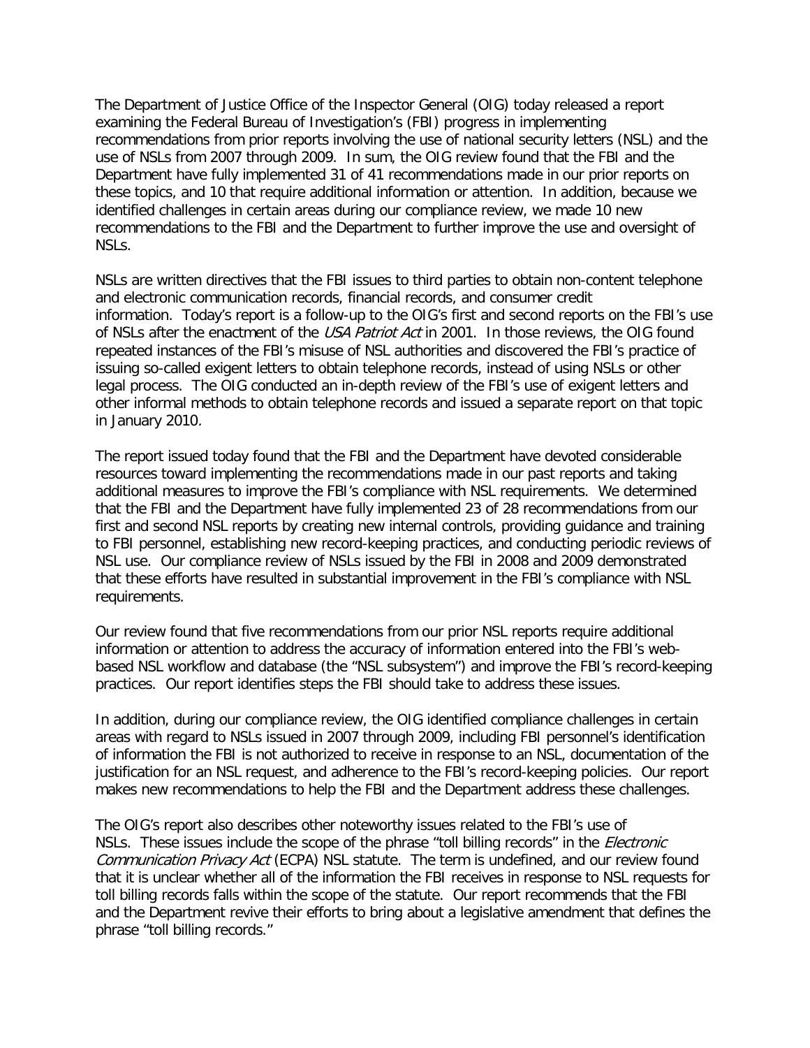The Department of Justice Office of the Inspector General (OIG) today released a report examining the Federal Bureau of Investigation's (FBI) progress in implementing recommendations from prior reports involving the use of national security letters (NSL) and the use of NSLs from 2007 through 2009. In sum, the OIG review found that the FBI and the Department have fully implemented 31 of 41 recommendations made in our prior reports on these topics, and 10 that require additional information or attention. In addition, because we identified challenges in certain areas during our compliance review, we made 10 new recommendations to the FBI and the Department to further improve the use and oversight of NSLs.

NSLs are written directives that the FBI issues to third parties to obtain non-content telephone and electronic communication records, financial records, and consumer credit information. Today's report is a follow-up to the OIG's first and second reports on the FBI's use of NSLs after the enactment of the *USA Patriot Act* in 2001. In those reviews, the OIG found repeated instances of the FBI's misuse of NSL authorities and discovered the FBI's practice of issuing so-called exigent letters to obtain telephone records, instead of using NSLs or other legal process. The OIG conducted an in-depth review of the FBI's use of exigent letters and other informal methods to obtain telephone records and issued a separate report on that topic in January 2010.

The report issued today found that the FBI and the Department have devoted considerable resources toward implementing the recommendations made in our past reports and taking additional measures to improve the FBI's compliance with NSL requirements. We determined that the FBI and the Department have fully implemented 23 of 28 recommendations from our first and second NSL reports by creating new internal controls, providing guidance and training to FBI personnel, establishing new record-keeping practices, and conducting periodic reviews of NSL use. Our compliance review of NSLs issued by the FBI in 2008 and 2009 demonstrated that these efforts have resulted in substantial improvement in the FBI's compliance with NSL requirements.

Our review found that five recommendations from our prior NSL reports require additional information or attention to address the accuracy of information entered into the FBI's web-based NSL workflow and database (the "NSL subsystem") and improve the FBI's record-keeping practices. Our report identifies steps the FBI should take to address these issues.

In addition, during our compliance review, the OIG identified compliance challenges in certain areas with regard to NSLs issued in 2007 through 2009, including FBI personnel's identification of information the FBI is not authorized to receive in response to an NSL, documentation of the justification for an NSL request, and adherence to the FBI's record-keeping policies. Our report makes new recommendations to help the FBI and the Department address these challenges.

The OIG's report also describes other noteworthy issues related to the FBI's use of NSLs. These issues include the scope of the phrase "toll billing records" in the *Electronic Communication Privacy Act* (ECPA) NSL statute. The term is undefined, and our review found that it is unclear whether all of the information the FBI receives in response to NSL requests for toll billing records falls within the scope of the statute. Our report recommends that the FBI and the Department revive their efforts to bring about a legislative amendment that defines the phrase "toll billing records."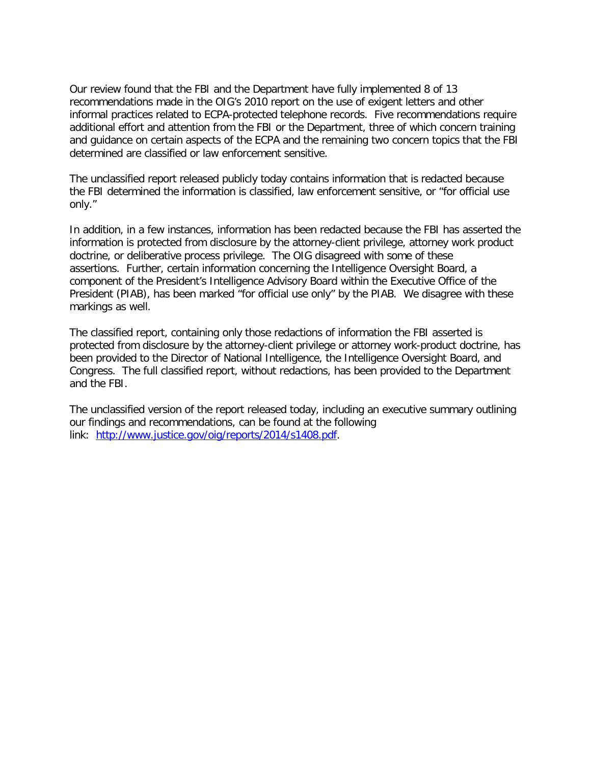Our review found that the FBI and the Department have fully implemented 8 of 13 recommendations made in the OIG's 2010 report on the use of exigent letters and other informal practices related to ECPA-protected telephone records. Five recommendations require additional effort and attention from the FBI or the Department, three of which concern training and guidance on certain aspects of the ECPA and the remaining two concern topics that the FBI determined are classified or law enforcement sensitive.

The unclassified report released publicly today contains information that is redacted because the FBI determined the information is classified, law enforcement sensitive, or "for official use only."

In addition, in a few instances, information has been redacted because the FBI has asserted the information is protected from disclosure by the attorney-client privilege, attorney work product doctrine, or deliberative process privilege. The OIG disagreed with some of these assertions. Further, certain information concerning the Intelligence Oversight Board, a component of the President's Intelligence Advisory Board within the Executive Office of the President (PIAB), has been marked "for official use only" by the PIAB. We disagree with these markings as well.

The classified report, containing only those redactions of information the FBI asserted is protected from disclosure by the attorney-client privilege or attorney work-product doctrine, has been provided to the Director of National Intelligence, the Intelligence Oversight Board, and Congress. The full classified report, without redactions, has been provided to the Department and the FBI.

The unclassified version of the report released today, including an executive summary outlining our findings and recommendations, can be found at the following link: [http://www.justice.gov/oig/reports/2014/s1408.pdf](http://www.justice.gov/oig/reports/2014/s1408.pdf).